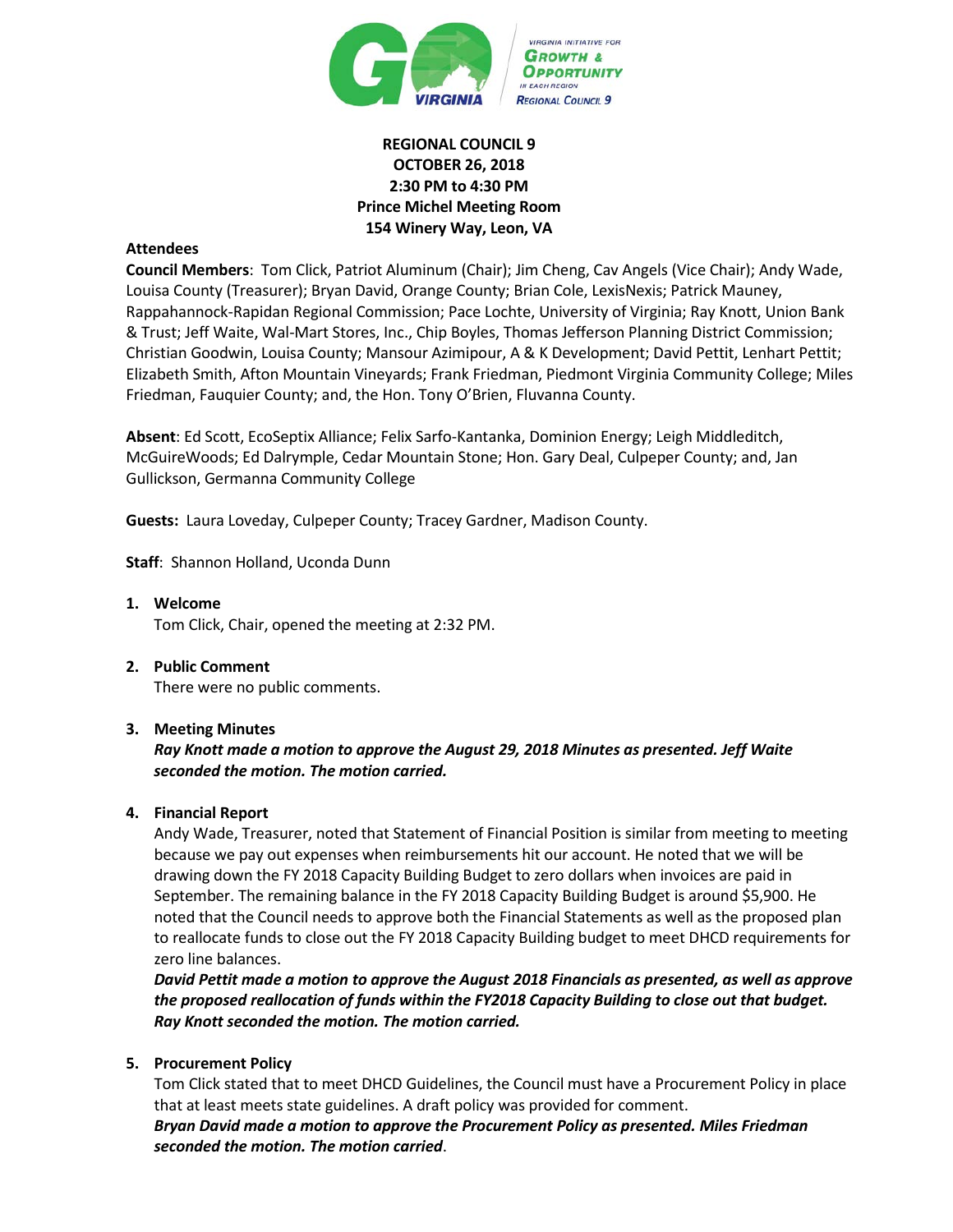**REGIONAL COUNCIL 9**
**OCTOBER 26, 2018**
**2:30 PM to 4:30 PM**
**Prince Michel Meeting Room**
**154 Winery Way, Leon, VA**

**Attendees**

**Council Members**: Tom Click, Patriot Aluminum (Chair); Jim Cheng, Cav Angels (Vice Chair); Andy Wade, Louisa County (Treasurer); Bryan David, Orange County; Brian Cole, LexisNexis; Patrick Mauney, Rappahannock-Rapidan Regional Commission; Pace Lochte, University of Virginia; Ray Knott, Union Bank & Trust; Jeff Waite, Wal-Mart Stores, Inc., Chip Boyles, Thomas Jefferson Planning District Commission; Christian Goodwin, Louisa County; Mansour Azimipour, A & K Development; David Pettit, Lenhart Pettit; Elizabeth Smith, Afton Mountain Vineyards; Frank Friedman, Piedmont Virginia Community College; Miles Friedman, Fauquier County; and, the Hon. Tony O'Brien, Fluvanna County.

**Absent**: Ed Scott, EcoSeptix Alliance; Felix Sarfo-Kantanka, Dominion Energy; Leigh Middleditch, McGuireWoods; Ed Dalrymple, Cedar Mountain Stone; Hon. Gary Deal, Culpeper County; and, Jan Gullickson, Germanna Community College

**Guests:** Laura Loveday, Culpeper County; Tracey Gardner, Madison County.

**Staff**: Shannon Holland, Uconda Dunn

1. **Welcome**
   Tom Click, Chair, opened the meeting at 2:32 PM.

2. **Public Comment**
   There were no public comments.

3. **Meeting Minutes**
   ***Ray Knott made a motion to approve the August 29, 2018 Minutes as presented. Jeff Waite seconded the motion. The motion carried.***

4. **Financial Report**
   Andy Wade, Treasurer, noted that Statement of Financial Position is similar from meeting to meeting because we pay out expenses when reimbursements hit our account. He noted that we will be drawing down the FY 2018 Capacity Building Budget to zero dollars when invoices are paid in September. The remaining balance in the FY 2018 Capacity Building Budget is around $5,900. He noted that the Council needs to approve both the Financial Statements as well as the proposed plan to reallocate funds to close out the FY 2018 Capacity Building budget to meet DHCD requirements for zero line balances.
   ***David Pettit made a motion to approve the August 2018 Financials as presented, as well as approve the proposed reallocation of funds within the FY2018 Capacity Building to close out that budget. Ray Knott seconded the motion. The motion carried.***

5. **Procurement Policy**
   Tom Click stated that to meet DHCD Guidelines, the Council must have a Procurement Policy in place that at least meets state guidelines. A draft policy was provided for comment.
   ***Bryan David made a motion to approve the Procurement Policy as presented. Miles Friedman seconded the motion. The motion carried***.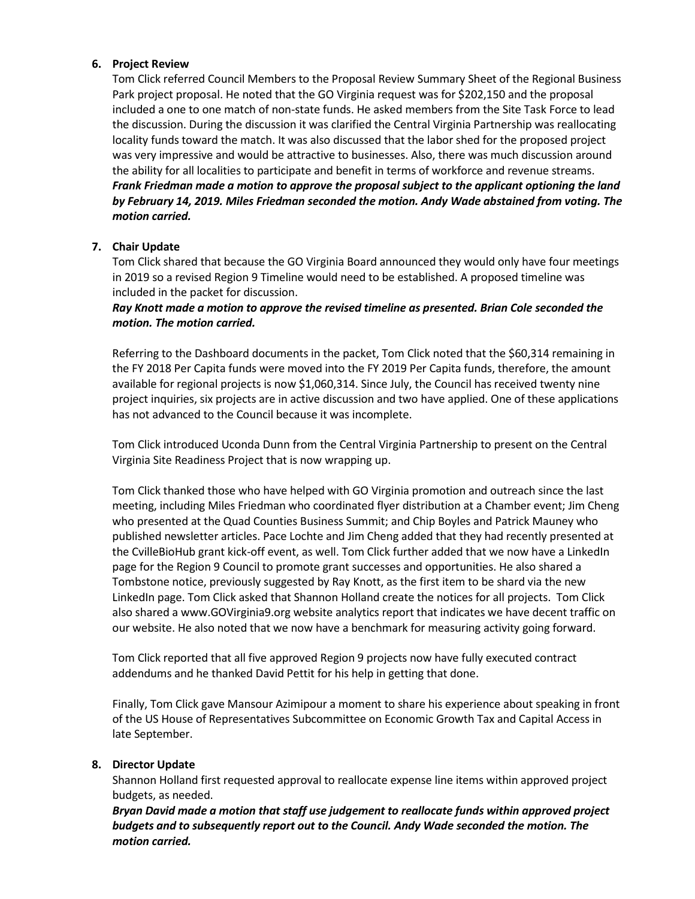**6. Project Review**

Tom Click referred Council Members to the Proposal Review Summary Sheet of the Regional Business Park project proposal. He noted that the GO Virginia request was for $202,150 and the proposal included a one to one match of non-state funds. He asked members from the Site Task Force to lead the discussion. During the discussion it was clarified the Central Virginia Partnership was reallocating locality funds toward the match. It was also discussed that the labor shed for the proposed project was very impressive and would be attractive to businesses. Also, there was much discussion around the ability for all localities to participate and benefit in terms of workforce and revenue streams.
***Frank Friedman made a motion to approve the proposal subject to the applicant optioning the land by February 14, 2019. Miles Friedman seconded the motion. Andy Wade abstained from voting. The motion carried.***

**7. Chair Update**

Tom Click shared that because the GO Virginia Board announced they would only have four meetings in 2019 so a revised Region 9 Timeline would need to be established. A proposed timeline was included in the packet for discussion.
***Ray Knott made a motion to approve the revised timeline as presented. Brian Cole seconded the motion. The motion carried.***

Referring to the Dashboard documents in the packet, Tom Click noted that the $60,314 remaining in the FY 2018 Per Capita funds were moved into the FY 2019 Per Capita funds, therefore, the amount available for regional projects is now $1,060,314. Since July, the Council has received twenty nine project inquiries, six projects are in active discussion and two have applied. One of these applications has not advanced to the Council because it was incomplete.

Tom Click introduced Uconda Dunn from the Central Virginia Partnership to present on the Central Virginia Site Readiness Project that is now wrapping up.

Tom Click thanked those who have helped with GO Virginia promotion and outreach since the last meeting, including Miles Friedman who coordinated flyer distribution at a Chamber event; Jim Cheng who presented at the Quad Counties Business Summit; and Chip Boyles and Patrick Mauney who published newsletter articles. Pace Lochte and Jim Cheng added that they had recently presented at the CvilleBioHub grant kick-off event, as well. Tom Click further added that we now have a LinkedIn page for the Region 9 Council to promote grant successes and opportunities. He also shared a Tombstone notice, previously suggested by Ray Knott, as the first item to be shard via the new LinkedIn page. Tom Click asked that Shannon Holland create the notices for all projects. Tom Click also shared a www.GOVirginia9.org website analytics report that indicates we have decent traffic on our website. He also noted that we now have a benchmark for measuring activity going forward.

Tom Click reported that all five approved Region 9 projects now have fully executed contract addendums and he thanked David Pettit for his help in getting that done.

Finally, Tom Click gave Mansour Azimipour a moment to share his experience about speaking in front of the US House of Representatives Subcommittee on Economic Growth Tax and Capital Access in late September.

**8. Director Update**

Shannon Holland first requested approval to reallocate expense line items within approved project budgets, as needed.
***Bryan David made a motion that staff use judgement to reallocate funds within approved project budgets and to subsequently report out to the Council. Andy Wade seconded the motion. The motion carried.***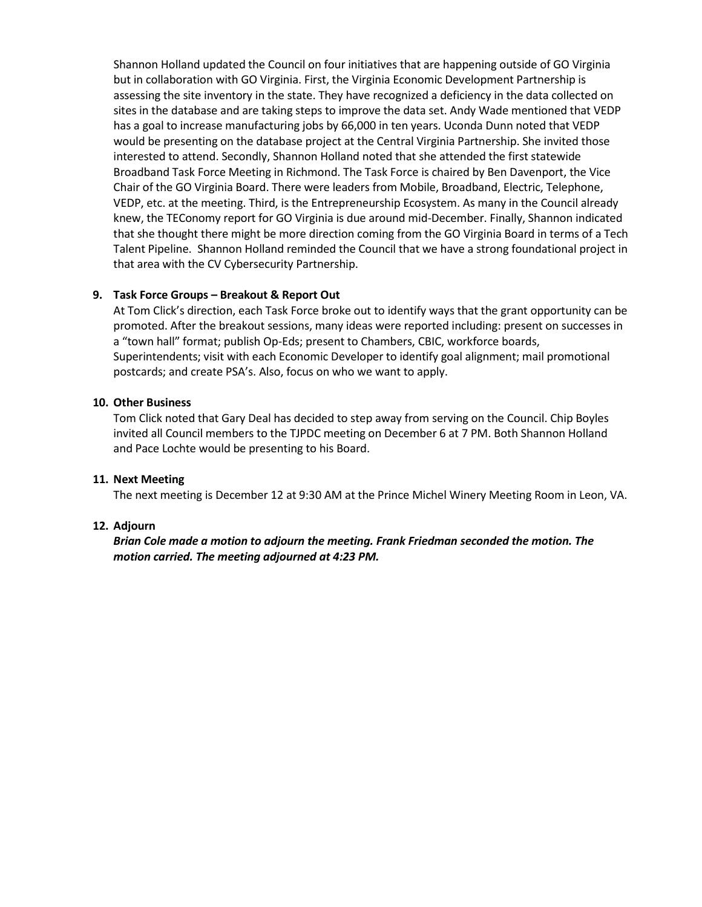Shannon Holland updated the Council on four initiatives that are happening outside of GO Virginia but in collaboration with GO Virginia. First, the Virginia Economic Development Partnership is assessing the site inventory in the state. They have recognized a deficiency in the data collected on sites in the database and are taking steps to improve the data set. Andy Wade mentioned that VEDP has a goal to increase manufacturing jobs by 66,000 in ten years. Uconda Dunn noted that VEDP would be presenting on the database project at the Central Virginia Partnership. She invited those interested to attend. Secondly, Shannon Holland noted that she attended the first statewide Broadband Task Force Meeting in Richmond. The Task Force is chaired by Ben Davenport, the Vice Chair of the GO Virginia Board. There were leaders from Mobile, Broadband, Electric, Telephone, VEDP, etc. at the meeting. Third, is the Entrepreneurship Ecosystem. As many in the Council already knew, the TEConomy report for GO Virginia is due around mid-December. Finally, Shannon indicated that she thought there might be more direction coming from the GO Virginia Board in terms of a Tech Talent Pipeline. Shannon Holland reminded the Council that we have a strong foundational project in that area with the CV Cybersecurity Partnership.

**9. Task Force Groups – Breakout & Report Out**

At Tom Click's direction, each Task Force broke out to identify ways that the grant opportunity can be promoted. After the breakout sessions, many ideas were reported including: present on successes in a "town hall" format; publish Op-Eds; present to Chambers, CBIC, workforce boards, Superintendents; visit with each Economic Developer to identify goal alignment; mail promotional postcards; and create PSA's. Also, focus on who we want to apply.

**10. Other Business**

Tom Click noted that Gary Deal has decided to step away from serving on the Council. Chip Boyles invited all Council members to the TJPDC meeting on December 6 at 7 PM. Both Shannon Holland and Pace Lochte would be presenting to his Board.

**11. Next Meeting**

The next meeting is December 12 at 9:30 AM at the Prince Michel Winery Meeting Room in Leon, VA.

**12. Adjourn**

***Brian Cole made a motion to adjourn the meeting. Frank Friedman seconded the motion. The motion carried. The meeting adjourned at 4:23 PM.***